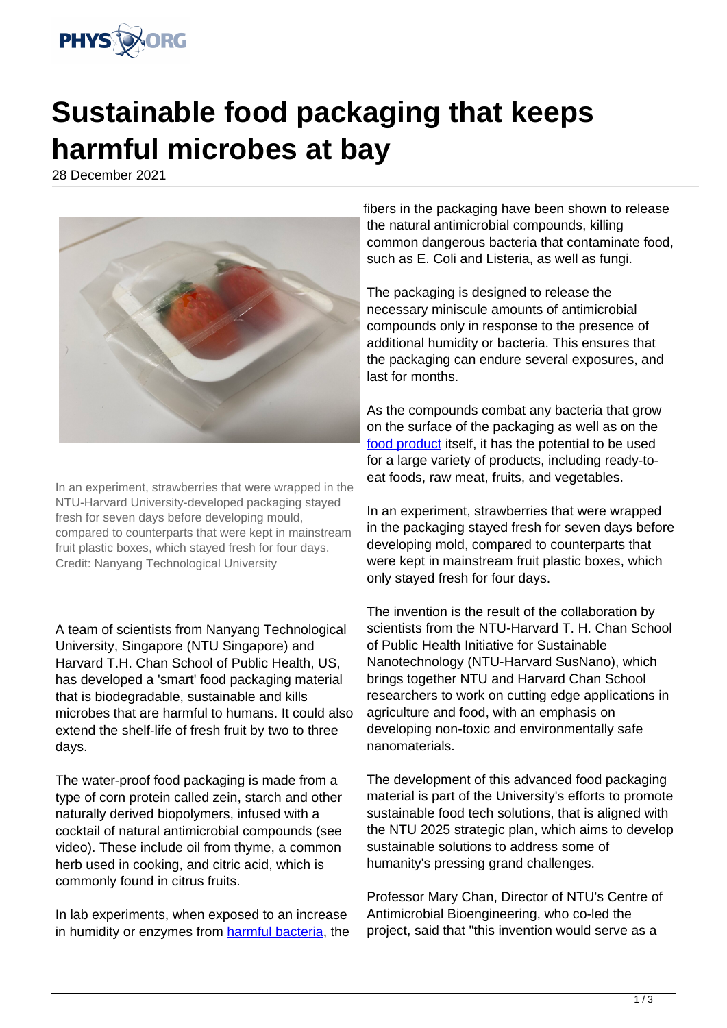# Sustainable food packaging that keeps harmful microbes at bay

28 December 2021

In an experiment, strawberries that were wrapped in the NTU-Harvard University-developed packaging stayed fresh for seven days before developing mould, compared to counterparts that were kept in mainstream fruit plastic boxes, which stayed fresh for four days. Credit: Nanyang Technological University

A team of scientists from Nanyang Technological University, Singapore (NTU Singapore) and Harvard T.H. Chan School of Public Health, US, has developed a 'smart' food packaging material that is biodegradable, sustainable and kills microbes that are harmful to humans. It could also extend the shelf-life of fresh fruit by two to three days.

The water-proof food packaging is made from a type of corn protein called zein, starch and other naturally derived biopolymers, infused with a cocktail of natural antimicrobial compounds (see video). These include oil from thyme, a common herb used in cooking, and citric acid, which is commonly found in citrus fruits.

In lab experiments, when exposed to an increase in humidity or enzymes from harmful bacteria, the fibers in the packaging have been shown to release the natural antimicrobial compounds, killing common dangerous bacteria that contaminate food, such as E. Coli and Listeria, as well as fungi.

The packaging is designed to release the necessary miniscule amounts of antimicrobial compounds only in response to the presence of additional humidity or bacteria. This ensures that the packaging can endure several exposures, and last for months.

As the compounds combat any bacteria that grow on the surface of the packaging as well as on the food product itself, it has the potential to be used for a large variety of products, including ready-to-eat foods, raw meat, fruits, and vegetables.

In an experiment, strawberries that were wrapped in the packaging stayed fresh for seven days before developing mold, compared to counterparts that were kept in mainstream fruit plastic boxes, which only stayed fresh for four days.

The invention is the result of the collaboration by scientists from the NTU-Harvard T. H. Chan School of Public Health Initiative for Sustainable Nanotechnology (NTU-Harvard SusNano), which brings together NTU and Harvard Chan School researchers to work on cutting edge applications in agriculture and food, with an emphasis on developing non-toxic and environmentally safe nanomaterials.

The development of this advanced food packaging material is part of the University's efforts to promote sustainable food tech solutions, that is aligned with the NTU 2025 strategic plan, which aims to develop sustainable solutions to address some of humanity's pressing grand challenges.

Professor Mary Chan, Director of NTU's Centre of Antimicrobial Bioengineering, who co-led the project, said that "this invention would serve as a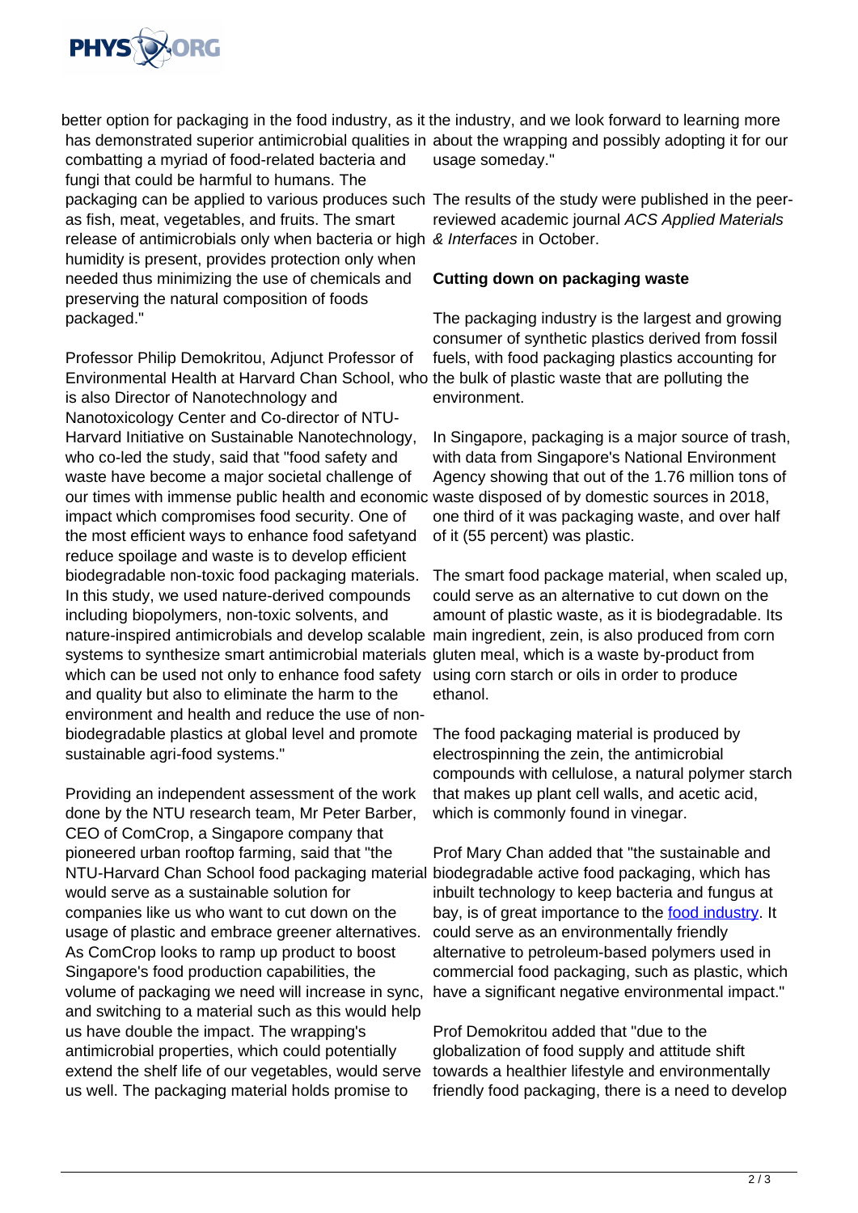better option for packaging in the food industry, as it has demonstrated superior antimicrobial qualities in combatting a myriad of food-related bacteria and fungi that could be harmful to humans. The packaging can be applied to various produces such as fish, meat, vegetables, and fruits. The smart release of antimicrobials only when bacteria or high humidity is present, provides protection only when needed thus minimizing the use of chemicals and preserving the natural composition of foods packaged."

Professor Philip Demokritou, Adjunct Professor of Environmental Health at Harvard Chan School, who is also Director of Nanotechnology and Nanotoxicology Center and Co-director of NTU-Harvard Initiative on Sustainable Nanotechnology, who co-led the study, said that "food safety and waste have become a major societal challenge of our times with immense public health and economic impact which compromises food security. One of the most efficient ways to enhance food safetyand reduce spoilage and waste is to develop efficient biodegradable non-toxic food packaging materials. In this study, we used nature-derived compounds including biopolymers, non-toxic solvents, and nature-inspired antimicrobials and develop scalable systems to synthesize smart antimicrobial materials which can be used not only to enhance food safety and quality but also to eliminate the harm to the environment and health and reduce the use of non-biodegradable plastics at global level and promote sustainable agri-food systems."

Providing an independent assessment of the work done by the NTU research team, Mr Peter Barber, CEO of ComCrop, a Singapore company that pioneered urban rooftop farming, said that "the NTU-Harvard Chan School food packaging material would serve as a sustainable solution for companies like us who want to cut down on the usage of plastic and embrace greener alternatives. As ComCrop looks to ramp up product to boost Singapore's food production capabilities, the volume of packaging we need will increase in sync, and switching to a material such as this would help us have double the impact. The wrapping's antimicrobial properties, which could potentially extend the shelf life of our vegetables, would serve us well. The packaging material holds promise to the industry, and we look forward to learning more about the wrapping and possibly adopting it for our usage someday."

The results of the study were published in the peer-reviewed academic journal *ACS Applied Materials & Interfaces* in October.

**Cutting down on packaging waste**

The packaging industry is the largest and growing consumer of synthetic plastics derived from fossil fuels, with food packaging plastics accounting for the bulk of plastic waste that are polluting the environment.

In Singapore, packaging is a major source of trash, with data from Singapore's National Environment Agency showing that out of the 1.76 million tons of waste disposed of by domestic sources in 2018, one third of it was packaging waste, and over half of it (55 percent) was plastic.

The smart food package material, when scaled up, could serve as an alternative to cut down on the amount of plastic waste, as it is biodegradable. Its main ingredient, zein, is also produced from corn gluten meal, which is a waste by-product from using corn starch or oils in order to produce ethanol.

The food packaging material is produced by electrospinning the zein, the antimicrobial compounds with cellulose, a natural polymer starch that makes up plant cell walls, and acetic acid, which is commonly found in vinegar.

Prof Mary Chan added that "the sustainable and biodegradable active food packaging, which has inbuilt technology to keep bacteria and fungus at bay, is of great importance to the food industry. It could serve as an environmentally friendly alternative to petroleum-based polymers used in commercial food packaging, such as plastic, which have a significant negative environmental impact."

Prof Demokritou added that "due to the globalization of food supply and attitude shift towards a healthier lifestyle and environmentally friendly food packaging, there is a need to develop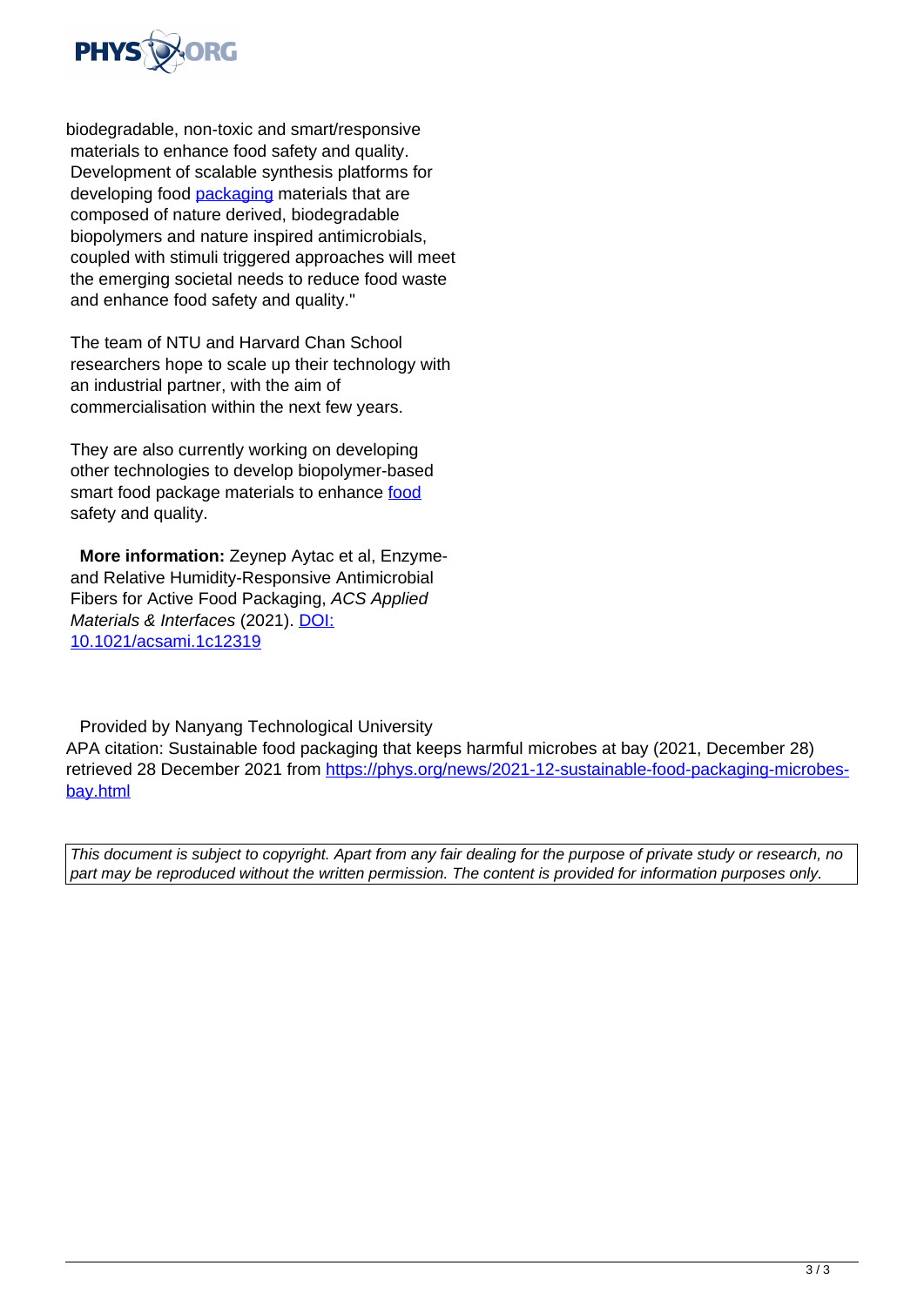biodegradable, non-toxic and smart/responsive materials to enhance food safety and quality. Development of scalable synthesis platforms for developing food packaging materials that are composed of nature derived, biodegradable biopolymers and nature inspired antimicrobials, coupled with stimuli triggered approaches will meet the emerging societal needs to reduce food waste and enhance food safety and quality."

The team of NTU and Harvard Chan School researchers hope to scale up their technology with an industrial partner, with the aim of commercialisation within the next few years.

They are also currently working on developing other technologies to develop biopolymer-based smart food package materials to enhance food safety and quality.

**More information:** Zeynep Aytac et al, Enzyme- and Relative Humidity-Responsive Antimicrobial Fibers for Active Food Packaging, *ACS Applied Materials & Interfaces* (2021). DOI: 10.1021/acsami.1c12319

Provided by Nanyang Technological University

APA citation: Sustainable food packaging that keeps harmful microbes at bay (2021, December 28) retrieved 28 December 2021 from https://phys.org/news/2021-12-sustainable-food-packaging-microbes-bay.html

*This document is subject to copyright. Apart from any fair dealing for the purpose of private study or research, no part may be reproduced without the written permission. The content is provided for information purposes only.*